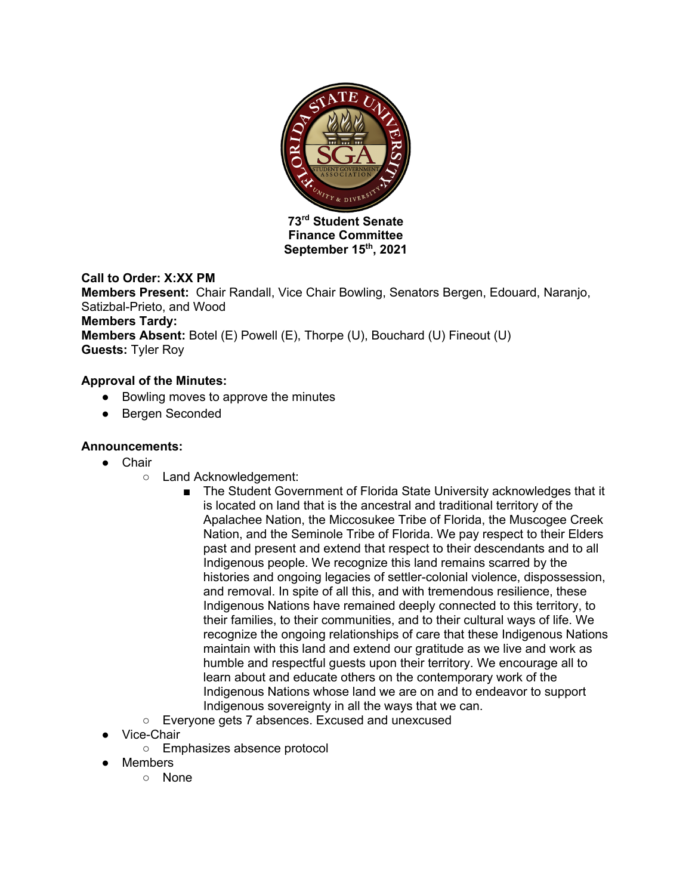**73rd Student Senate**
**Finance Committee**
**September 15th, 2021**

**Call to Order: X:XX PM**
**Members Present:** Chair Randall, Vice Chair Bowling, Senators Bergen, Edouard, Naranjo, Satizbal-Prieto, and Wood
**Members Tardy:**
**Members Absent:** Botel (E) Powell (E), Thorpe (U), Bouchard (U) Fineout (U)
**Guests:** Tyler Roy

**Approval of the Minutes:**

- Bowling moves to approve the minutes
- Bergen Seconded

**Announcements:**

- Chair
  - Land Acknowledgement:
    - The Student Government of Florida State University acknowledges that it is located on land that is the ancestral and traditional territory of the Apalachee Nation, the Miccosukee Tribe of Florida, the Muscogee Creek Nation, and the Seminole Tribe of Florida. We pay respect to their Elders past and present and extend that respect to their descendants and to all Indigenous people. We recognize this land remains scarred by the histories and ongoing legacies of settler-colonial violence, dispossession, and removal. In spite of all this, and with tremendous resilience, these Indigenous Nations have remained deeply connected to this territory, to their families, to their communities, and to their cultural ways of life. We recognize the ongoing relationships of care that these Indigenous Nations maintain with this land and extend our gratitude as we live and work as humble and respectful guests upon their territory. We encourage all to learn about and educate others on the contemporary work of the Indigenous Nations whose land we are on and to endeavor to support Indigenous sovereignty in all the ways that we can.
  - Everyone gets 7 absences. Excused and unexcused
- Vice-Chair
  - Emphasizes absence protocol
- Members
  - None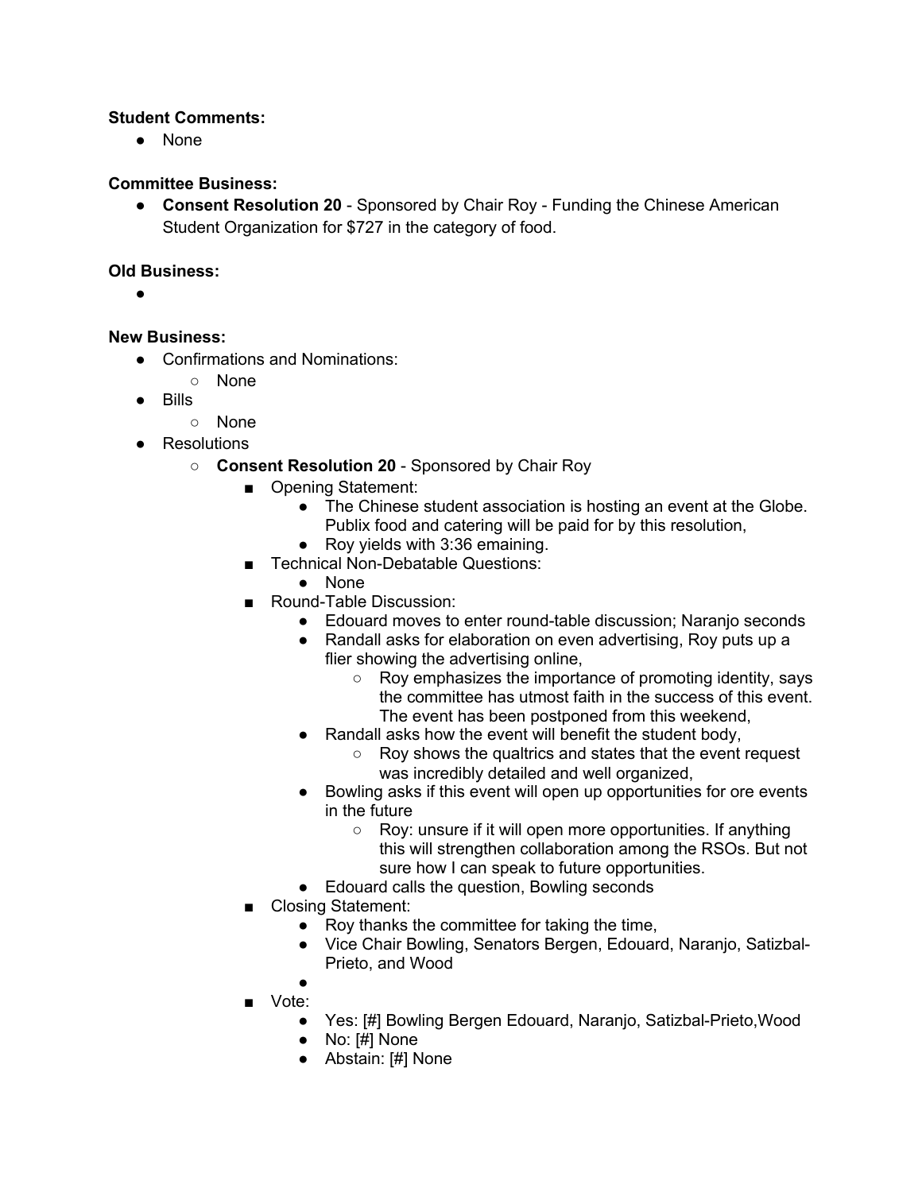**Student Comments:**

- None

**Committee Business:**

- **Consent Resolution 20** - Sponsored by Chair Roy - Funding the Chinese American Student Organization for $727 in the category of food.

**Old Business:**

- 

**New Business:**

- Confirmations and Nominations:
  - None
- Bills
  - None
- Resolutions
  - **Consent Resolution 20** - Sponsored by Chair Roy
    - Opening Statement:
      - The Chinese student association is hosting an event at the Globe. Publix food and catering will be paid for by this resolution,
      - Roy yields with 3:36 emaining.
    - Technical Non-Debatable Questions:
      - None
    - Round-Table Discussion:
      - Edouard moves to enter round-table discussion; Naranjo seconds
      - Randall asks for elaboration on even advertising, Roy puts up a flier showing the advertising online,
        - Roy emphasizes the importance of promoting identity, says the committee has utmost faith in the success of this event. The event has been postponed from this weekend,
      - Randall asks how the event will benefit the student body,
        - Roy shows the qualtrics and states that the event request was incredibly detailed and well organized,
      - Bowling asks if this event will open up opportunities for ore events in the future
        - Roy: unsure if it will open more opportunities. If anything this will strengthen collaboration among the RSOs. But not sure how I can speak to future opportunities.
      - Edouard calls the question, Bowling seconds
    - Closing Statement:
      - Roy thanks the committee for taking the time,
      - Vice Chair Bowling, Senators Bergen, Edouard, Naranjo, Satizbal-Prieto, and Wood
      - 
    - Vote:
      - Yes: [#] Bowling Bergen Edouard, Naranjo, Satizbal-Prieto,Wood
      - No: [#] None
      - Abstain: [#] None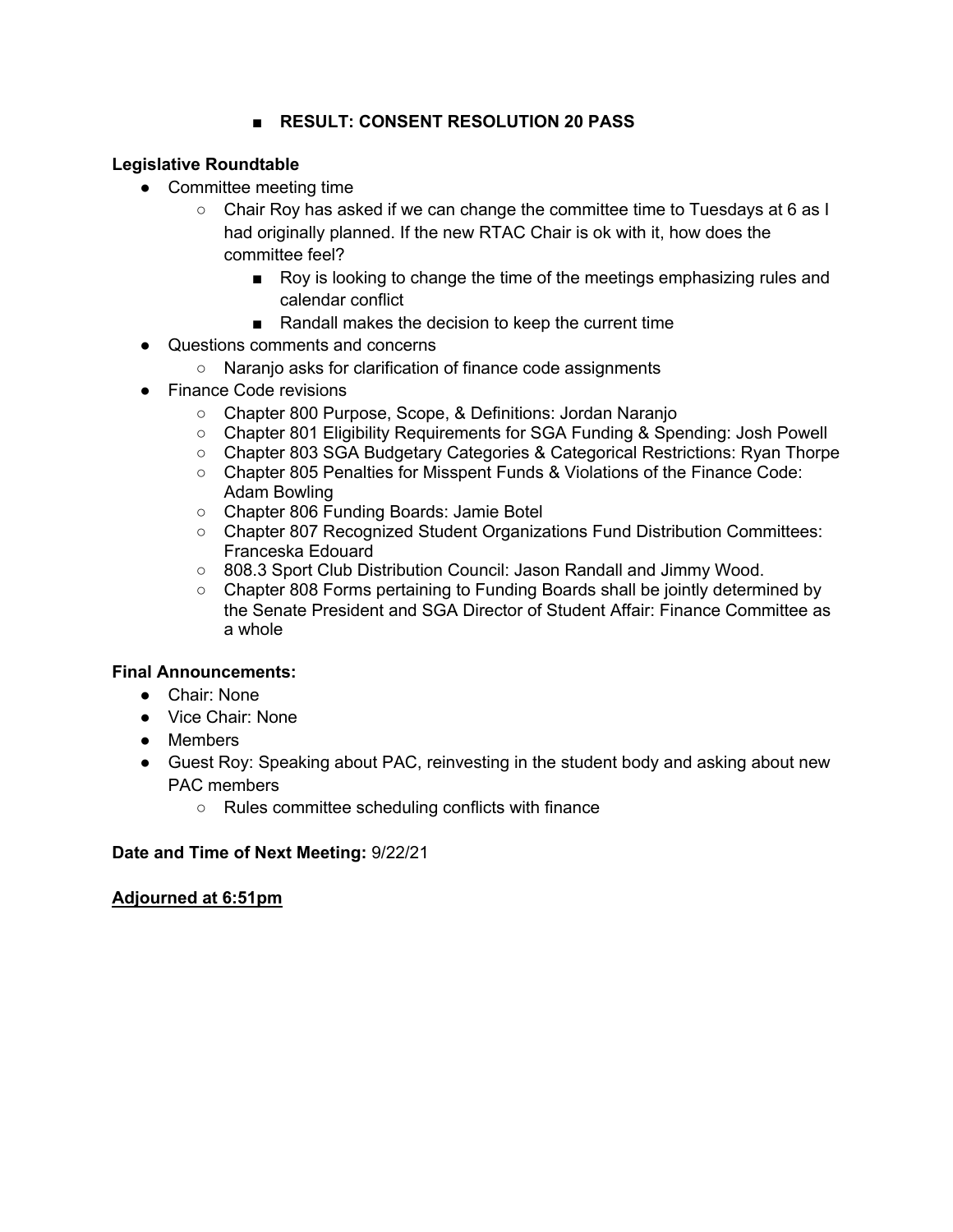- **RESULT: CONSENT RESOLUTION 20 PASS**

**Legislative Roundtable**

- Committee meeting time
  - Chair Roy has asked if we can change the committee time to Tuesdays at 6 as I had originally planned. If the new RTAC Chair is ok with it, how does the committee feel?
    - Roy is looking to change the time of the meetings emphasizing rules and calendar conflict
    - Randall makes the decision to keep the current time
- Questions comments and concerns
  - Naranjo asks for clarification of finance code assignments
- Finance Code revisions
  - Chapter 800 Purpose, Scope, & Definitions: Jordan Naranjo
  - Chapter 801 Eligibility Requirements for SGA Funding & Spending: Josh Powell
  - Chapter 803 SGA Budgetary Categories & Categorical Restrictions: Ryan Thorpe
  - Chapter 805 Penalties for Misspent Funds & Violations of the Finance Code: Adam Bowling
  - Chapter 806 Funding Boards: Jamie Botel
  - Chapter 807 Recognized Student Organizations Fund Distribution Committees: Franceska Edouard
  - 808.3 Sport Club Distribution Council: Jason Randall and Jimmy Wood.
  - Chapter 808 Forms pertaining to Funding Boards shall be jointly determined by the Senate President and SGA Director of Student Affair: Finance Committee as a whole

**Final Announcements:**

- Chair: None
- Vice Chair: None
- Members
- Guest Roy: Speaking about PAC, reinvesting in the student body and asking about new PAC members
  - Rules committee scheduling conflicts with finance

**Date and Time of Next Meeting:** 9/22/21

**Adjourned at 6:51pm**